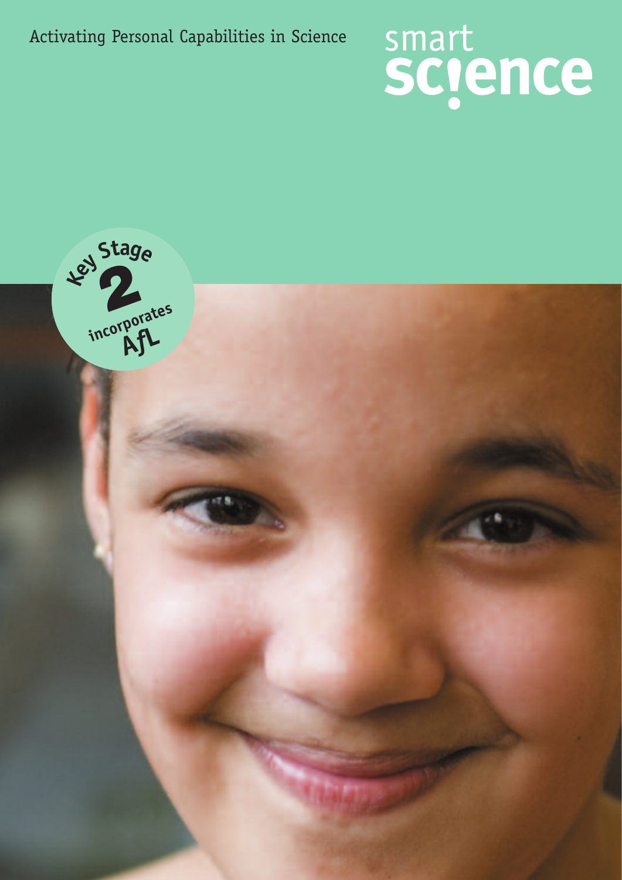Activating Personal Capabilities in Science

# smart science

Key Stage 2

incorporates AfL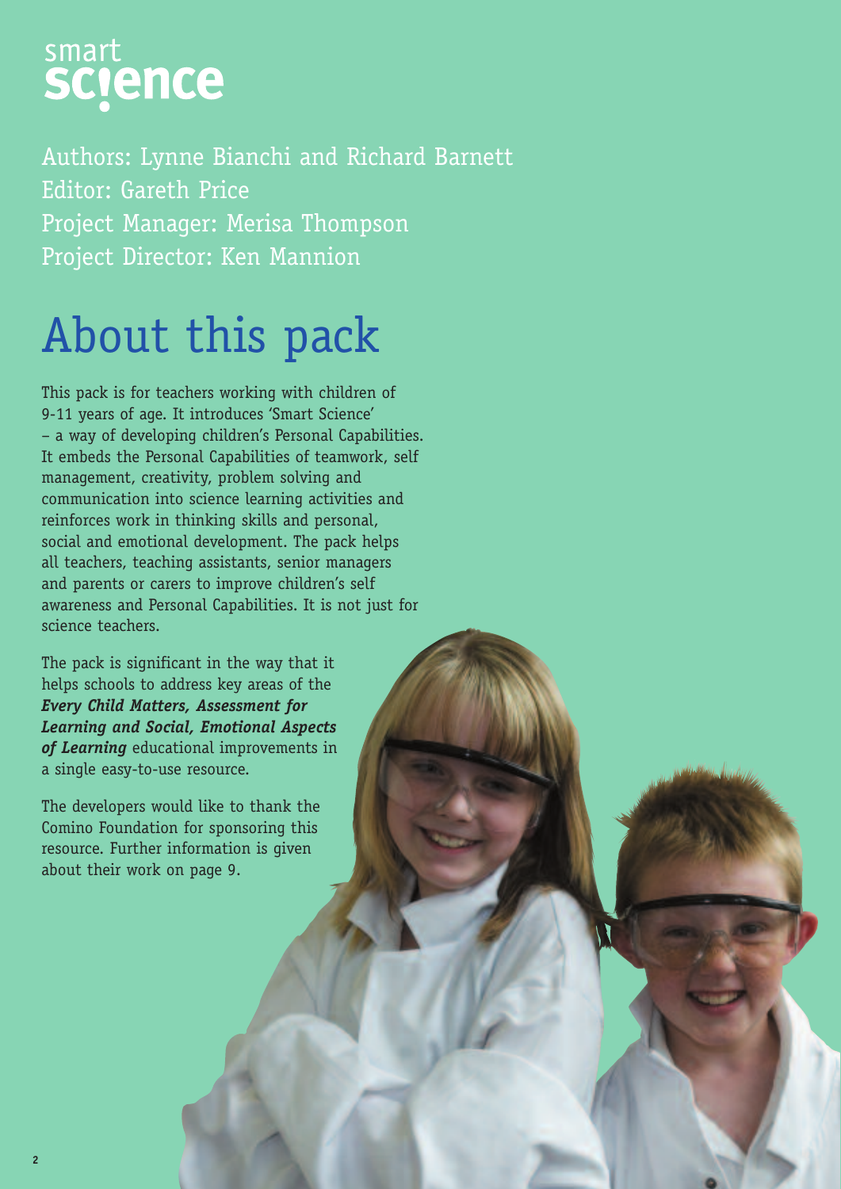smart
science

Authors: Lynne Bianchi and Richard Barnett
Editor: Gareth Price
Project Manager: Merisa Thompson
Project Director: Ken Mannion

# About this pack

This pack is for teachers working with children of 9-11 years of age. It introduces 'Smart Science' – a way of developing children's Personal Capabilities. It embeds the Personal Capabilities of teamwork, self management, creativity, problem solving and communication into science learning activities and reinforces work in thinking skills and personal, social and emotional development. The pack helps all teachers, teaching assistants, senior managers and parents or carers to improve children's self awareness and Personal Capabilities. It is not just for science teachers.

The pack is significant in the way that it helps schools to address key areas of the ***Every Child Matters, Assessment for Learning and Social, Emotional Aspects of Learning*** educational improvements in a single easy-to-use resource.

The developers would like to thank the Comino Foundation for sponsoring this resource. Further information is given about their work on page 9.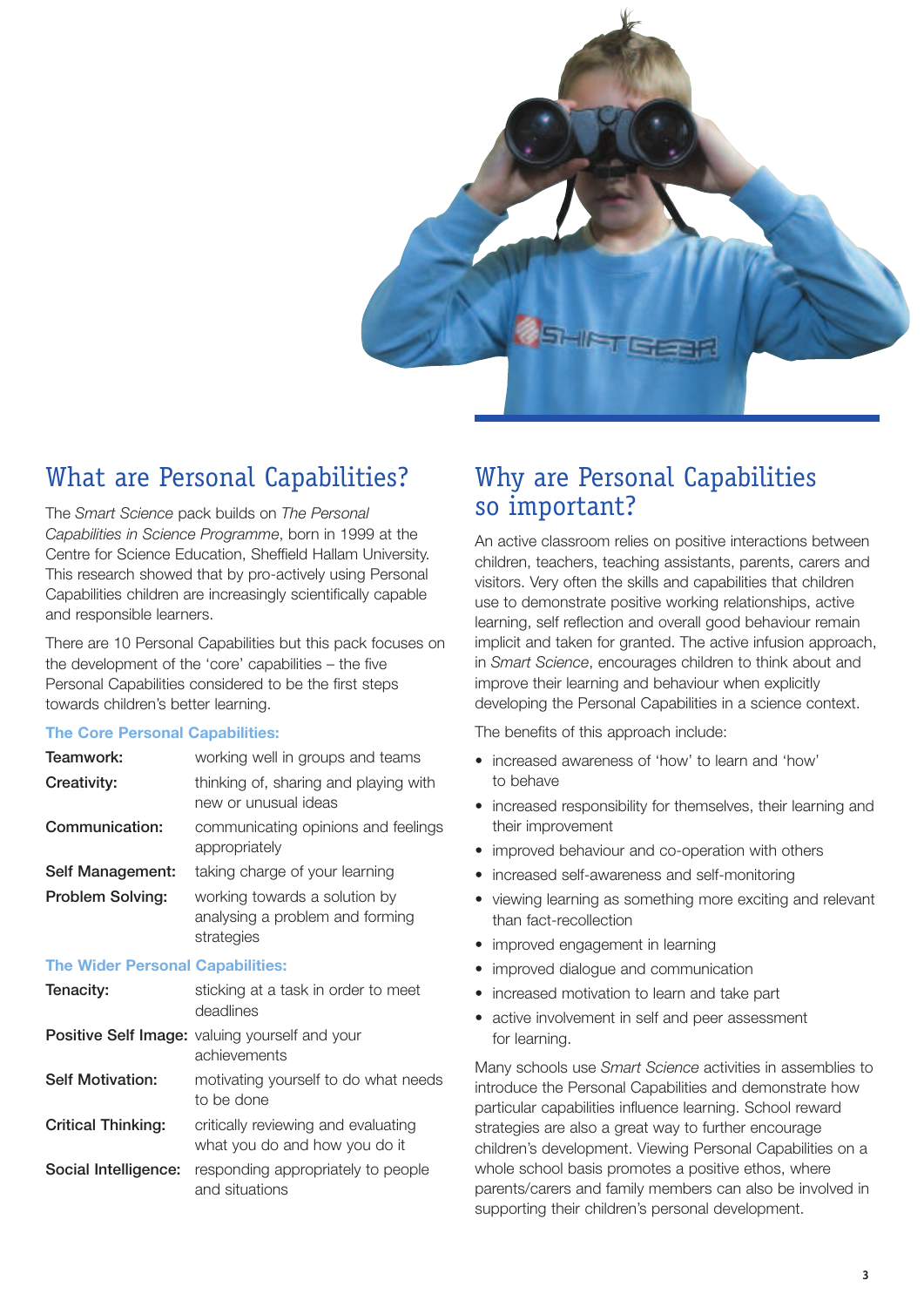## What are Personal Capabilities?

The *Smart Science* pack builds on *The Personal Capabilities in Science Programme*, born in 1999 at the Centre for Science Education, Sheffield Hallam University. This research showed that by pro-actively using Personal Capabilities children are increasingly scientifically capable and responsible learners.

There are 10 Personal Capabilities but this pack focuses on the development of the 'core' capabilities – the five Personal Capabilities considered to be the first steps towards children's better learning.

### The Core Personal Capabilities:

| | |
|---|---|
| **Teamwork:** | working well in groups and teams |
| **Creativity:** | thinking of, sharing and playing with new or unusual ideas |
| **Communication:** | communicating opinions and feelings appropriately |
| **Self Management:** | taking charge of your learning |
| **Problem Solving:** | working towards a solution by analysing a problem and forming strategies |

### The Wider Personal Capabilities:

| | |
|---|---|
| **Tenacity:** | sticking at a task in order to meet deadlines |
| **Positive Self Image:** | valuing yourself and your achievements |
| **Self Motivation:** | motivating yourself to do what needs to be done |
| **Critical Thinking:** | critically reviewing and evaluating what you do and how you do it |
| **Social Intelligence:** | responding appropriately to people and situations |

## Why are Personal Capabilities so important?

An active classroom relies on positive interactions between children, teachers, teaching assistants, parents, carers and visitors. Very often the skills and capabilities that children use to demonstrate positive working relationships, active learning, self reflection and overall good behaviour remain implicit and taken for granted. The active infusion approach, in *Smart Science*, encourages children to think about and improve their learning and behaviour when explicitly developing the Personal Capabilities in a science context.

The benefits of this approach include:

- increased awareness of 'how' to learn and 'how' to behave
- increased responsibility for themselves, their learning and their improvement
- improved behaviour and co-operation with others
- increased self-awareness and self-monitoring
- viewing learning as something more exciting and relevant than fact-recollection
- improved engagement in learning
- improved dialogue and communication
- increased motivation to learn and take part
- active involvement in self and peer assessment for learning.

Many schools use *Smart Science* activities in assemblies to introduce the Personal Capabilities and demonstrate how particular capabilities influence learning. School reward strategies are also a great way to further encourage children's development. Viewing Personal Capabilities on a whole school basis promotes a positive ethos, where parents/carers and family members can also be involved in supporting their children's personal development.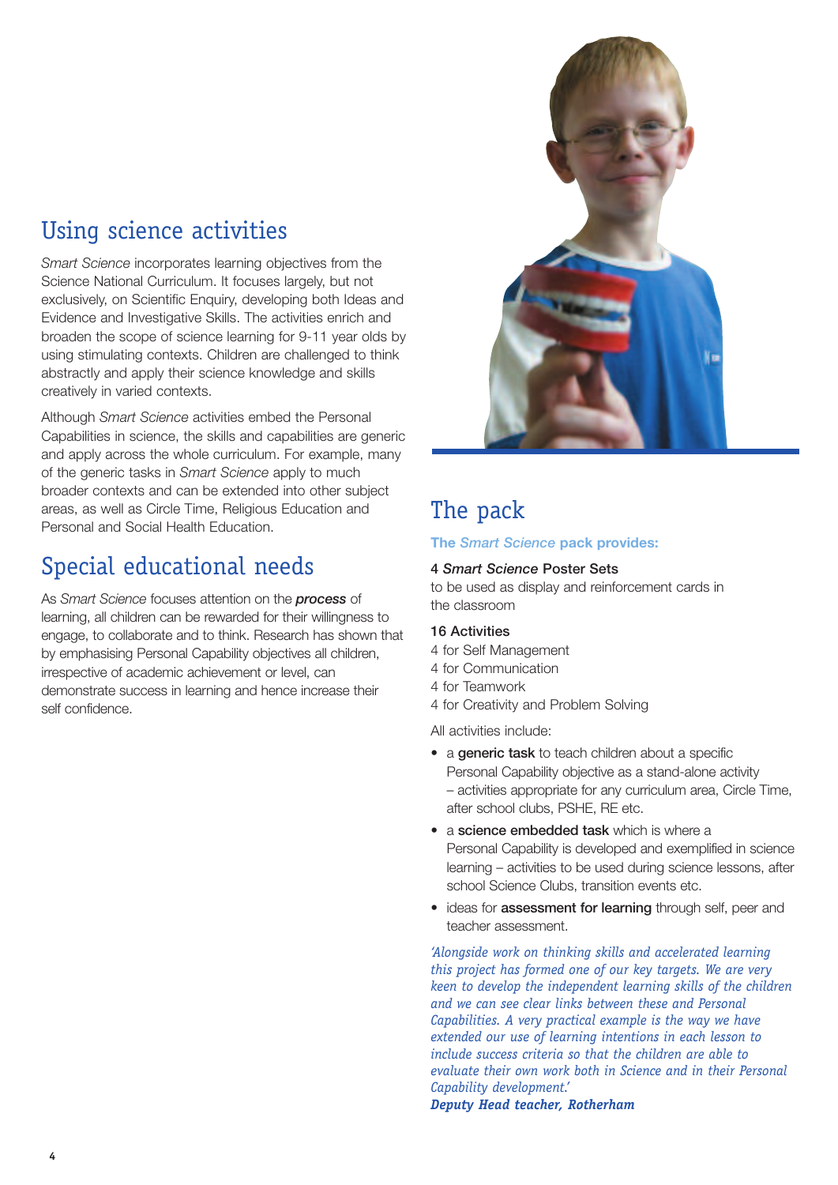## Using science activities

*Smart Science* incorporates learning objectives from the Science National Curriculum. It focuses largely, but not exclusively, on Scientific Enquiry, developing both Ideas and Evidence and Investigative Skills. The activities enrich and broaden the scope of science learning for 9-11 year olds by using stimulating contexts. Children are challenged to think abstractly and apply their science knowledge and skills creatively in varied contexts.

Although *Smart Science* activities embed the Personal Capabilities in science, the skills and capabilities are generic and apply across the whole curriculum. For example, many of the generic tasks in *Smart Science* apply to much broader contexts and can be extended into other subject areas, as well as Circle Time, Religious Education and Personal and Social Health Education.

## Special educational needs

As *Smart Science* focuses attention on the ***process*** of learning, all children can be rewarded for their willingness to engage, to collaborate and to think. Research has shown that by emphasising Personal Capability objectives all children, irrespective of academic achievement or level, can demonstrate success in learning and hence increase their self confidence.

## The pack

**The *Smart Science* pack provides:**

**4 *Smart Science* Poster Sets**
to be used as display and reinforcement cards in the classroom

**16 Activities**
4 for Self Management
4 for Communication
4 for Teamwork
4 for Creativity and Problem Solving

All activities include:

- a **generic task** to teach children about a specific Personal Capability objective as a stand-alone activity – activities appropriate for any curriculum area, Circle Time, after school clubs, PSHE, RE etc.
- a **science embedded task** which is where a Personal Capability is developed and exemplified in science learning – activities to be used during science lessons, after school Science Clubs, transition events etc.
- ideas for **assessment for learning** through self, peer and teacher assessment.

*'Alongside work on thinking skills and accelerated learning this project has formed one of our key targets. We are very keen to develop the independent learning skills of the children and we can see clear links between these and Personal Capabilities. A very practical example is the way we have extended our use of learning intentions in each lesson to include success criteria so that the children are able to evaluate their own work both in Science and in their Personal Capability development.'*
***Deputy Head teacher, Rotherham***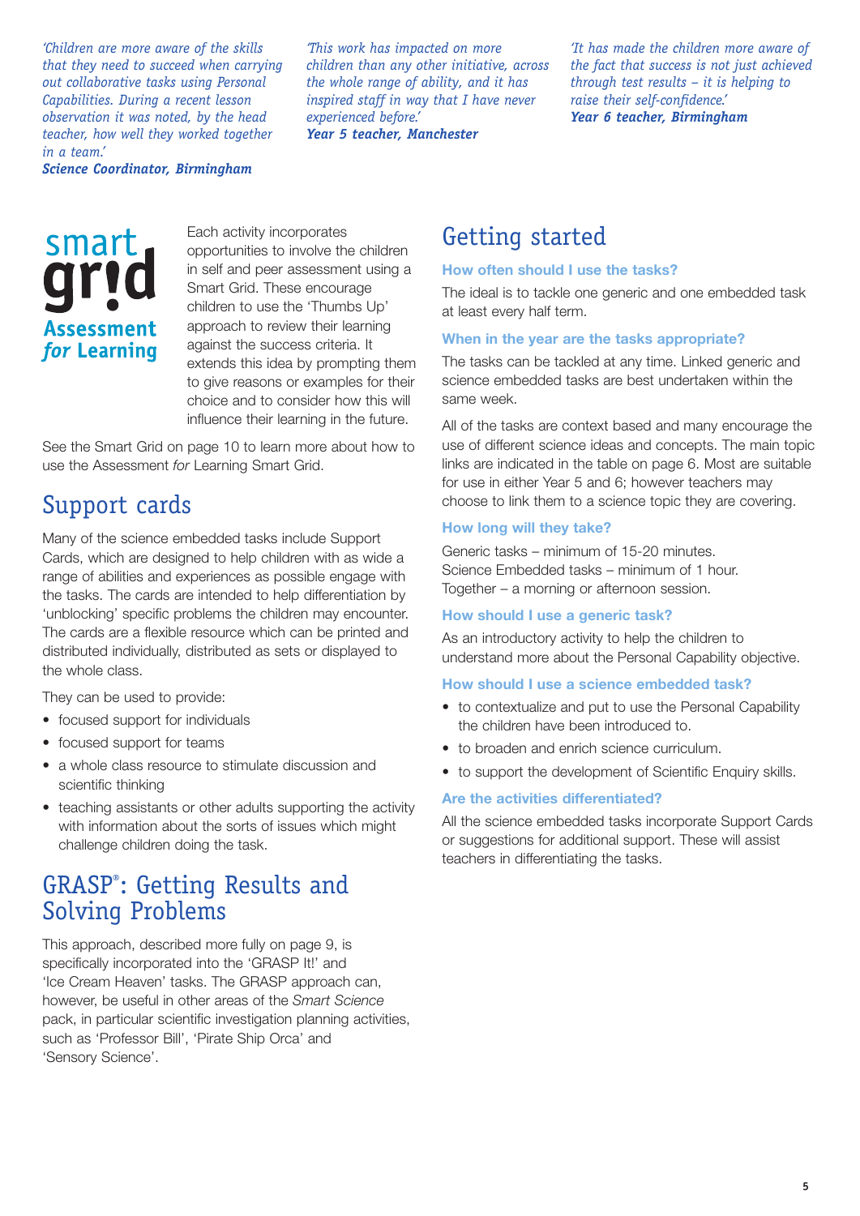*'Children are more aware of the skills that they need to succeed when carrying out collaborative tasks using Personal Capabilities. During a recent lesson observation it was noted, by the head teacher, how well they worked together in a team.'*
***Science Coordinator, Birmingham***

*'This work has impacted on more children than any other initiative, across the whole range of ability, and it has inspired staff in way that I have never experienced before.'*
***Year 5 teacher, Manchester***

*'It has made the children more aware of the fact that success is not just achieved through test results – it is helping to raise their self-confidence.'*
***Year 6 teacher, Birmingham***

smart grid
**Assessment *for* Learning**

Each activity incorporates opportunities to involve the children in self and peer assessment using a Smart Grid. These encourage children to use the 'Thumbs Up' approach to review their learning against the success criteria. It extends this idea by prompting them to give reasons or examples for their choice and to consider how this will influence their learning in the future.

See the Smart Grid on page 10 to learn more about how to use the Assessment *for* Learning Smart Grid.

## Support cards

Many of the science embedded tasks include Support Cards, which are designed to help children with as wide a range of abilities and experiences as possible engage with the tasks. The cards are intended to help differentiation by 'unblocking' specific problems the children may encounter. The cards are a flexible resource which can be printed and distributed individually, distributed as sets or displayed to the whole class.

They can be used to provide:

- focused support for individuals
- focused support for teams
- a whole class resource to stimulate discussion and scientific thinking
- teaching assistants or other adults supporting the activity with information about the sorts of issues which might challenge children doing the task.

## GRASP®: Getting Results and Solving Problems

This approach, described more fully on page 9, is specifically incorporated into the 'GRASP It!' and 'Ice Cream Heaven' tasks. The GRASP approach can, however, be useful in other areas of the *Smart Science* pack, in particular scientific investigation planning activities, such as 'Professor Bill', 'Pirate Ship Orca' and 'Sensory Science'.

## Getting started

### How often should I use the tasks?

The ideal is to tackle one generic and one embedded task at least every half term.

### When in the year are the tasks appropriate?

The tasks can be tackled at any time. Linked generic and science embedded tasks are best undertaken within the same week.

All of the tasks are context based and many encourage the use of different science ideas and concepts. The main topic links are indicated in the table on page 6. Most are suitable for use in either Year 5 and 6; however teachers may choose to link them to a science topic they are covering.

### How long will they take?

Generic tasks – minimum of 15-20 minutes.
Science Embedded tasks – minimum of 1 hour.
Together – a morning or afternoon session.

### How should I use a generic task?

As an introductory activity to help the children to understand more about the Personal Capability objective.

### How should I use a science embedded task?

- to contextualize and put to use the Personal Capability the children have been introduced to.
- to broaden and enrich science curriculum.
- to support the development of Scientific Enquiry skills.

### Are the activities differentiated?

All the science embedded tasks incorporate Support Cards or suggestions for additional support. These will assist teachers in differentiating the tasks.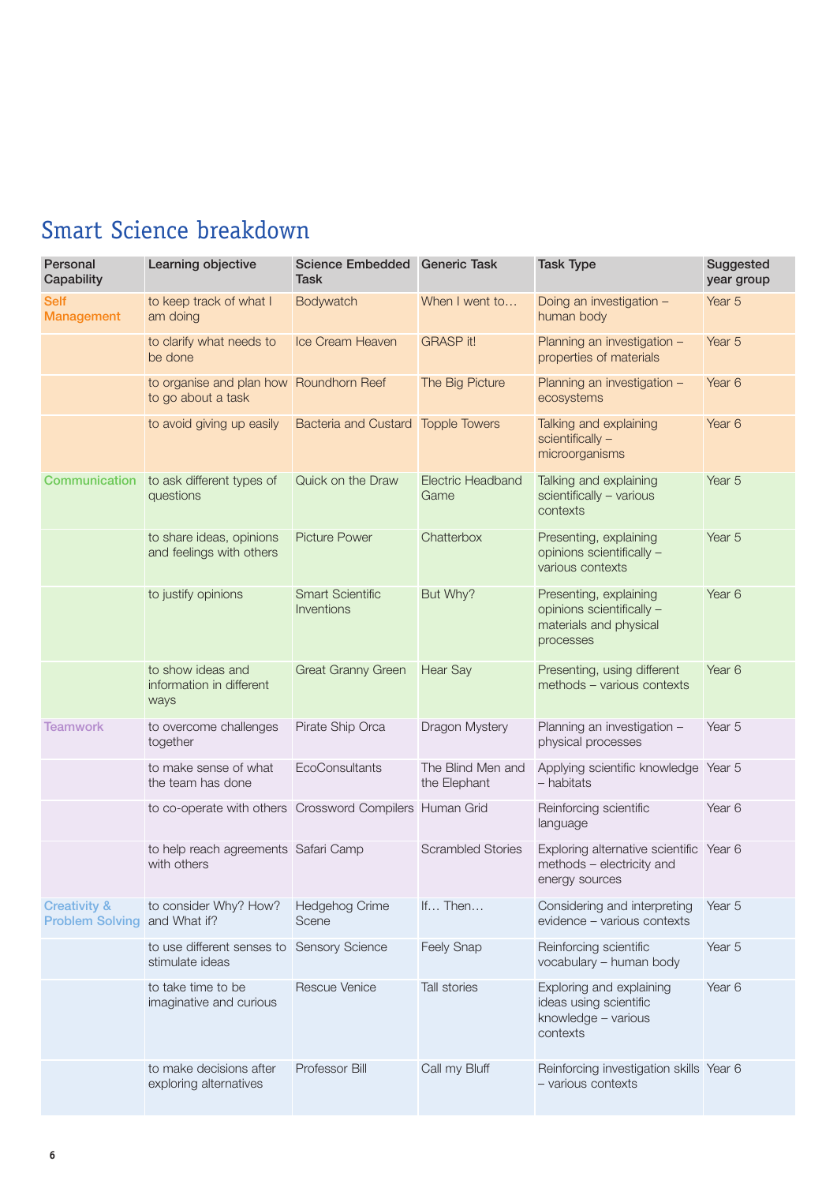# Smart Science breakdown

| Personal Capability | Learning objective | Science Embedded Task | Generic Task | Task Type | Suggested year group |
|---|---|---|---|---|---|
| Self Management | to keep track of what I am doing | Bodywatch | When I went to… | Doing an investigation – human body | Year 5 |
| | to clarify what needs to be done | Ice Cream Heaven | GRASP it! | Planning an investigation – properties of materials | Year 5 |
| | to organise and plan how to go about a task | Roundhorn Reef | The Big Picture | Planning an investigation – ecosystems | Year 6 |
| | to avoid giving up easily | Bacteria and Custard | Topple Towers | Talking and explaining scientifically – microorganisms | Year 6 |
| Communication | to ask different types of questions | Quick on the Draw | Electric Headband Game | Talking and explaining scientifically – various contexts | Year 5 |
| | to share ideas, opinions and feelings with others | Picture Power | Chatterbox | Presenting, explaining opinions scientifically – various contexts | Year 5 |
| | to justify opinions | Smart Scientific Inventions | But Why? | Presenting, explaining opinions scientifically – materials and physical processes | Year 6 |
| | to show ideas and information in different ways | Great Granny Green | Hear Say | Presenting, using different methods – various contexts | Year 6 |
| Teamwork | to overcome challenges together | Pirate Ship Orca | Dragon Mystery | Planning an investigation – physical processes | Year 5 |
| | to make sense of what the team has done | EcoConsultants | The Blind Men and the Elephant | Applying scientific knowledge – habitats | Year 5 |
| | to co-operate with others | Crossword Compilers | Human Grid | Reinforcing scientific language | Year 6 |
| | to help reach agreements with others | Safari Camp | Scrambled Stories | Exploring alternative scientific methods – electricity and energy sources | Year 6 |
| Creativity & Problem Solving | to consider Why? How? and What if? | Hedgehog Crime Scene | If… Then… | Considering and interpreting evidence – various contexts | Year 5 |
| | to use different senses to stimulate ideas | Sensory Science | Feely Snap | Reinforcing scientific vocabulary – human body | Year 5 |
| | to take time to be imaginative and curious | Rescue Venice | Tall stories | Exploring and explaining ideas using scientific knowledge – various contexts | Year 6 |
| | to make decisions after exploring alternatives | Professor Bill | Call my Bluff | Reinforcing investigation skills – various contexts | Year 6 |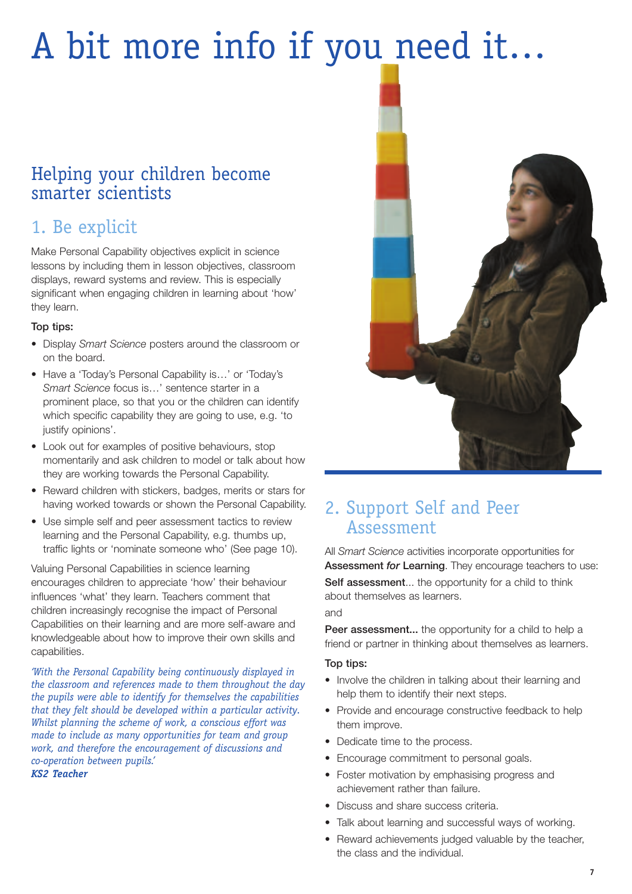# A bit more info if you need it…

## Helping your children become smarter scientists

### 1. Be explicit

Make Personal Capability objectives explicit in science lessons by including them in lesson objectives, classroom displays, reward systems and review. This is especially significant when engaging children in learning about 'how' they learn.

**Top tips:**

- Display *Smart Science* posters around the classroom or on the board.
- Have a 'Today's Personal Capability is…' or 'Today's *Smart Science* focus is…' sentence starter in a prominent place, so that you or the children can identify which specific capability they are going to use, e.g. 'to justify opinions'.
- Look out for examples of positive behaviours, stop momentarily and ask children to model or talk about how they are working towards the Personal Capability.
- Reward children with stickers, badges, merits or stars for having worked towards or shown the Personal Capability.
- Use simple self and peer assessment tactics to review learning and the Personal Capability, e.g. thumbs up, traffic lights or 'nominate someone who' (See page 10).

Valuing Personal Capabilities in science learning encourages children to appreciate 'how' their behaviour influences 'what' they learn. Teachers comment that children increasingly recognise the impact of Personal Capabilities on their learning and are more self-aware and knowledgeable about how to improve their own skills and capabilities.

*'With the Personal Capability being continuously displayed in the classroom and references made to them throughout the day the pupils were able to identify for themselves the capabilities that they felt should be developed within a particular activity. Whilst planning the scheme of work, a conscious effort was made to include as many opportunities for team and group work, and therefore the encouragement of discussions and co-operation between pupils.'*
***KS2 Teacher***

### 2. Support Self and Peer Assessment

All *Smart Science* activities incorporate opportunities for **Assessment *for* Learning**. They encourage teachers to use:

**Self assessment**... the opportunity for a child to think about themselves as learners.

and

**Peer assessment...** the opportunity for a child to help a friend or partner in thinking about themselves as learners.

**Top tips:**

- Involve the children in talking about their learning and help them to identify their next steps.
- Provide and encourage constructive feedback to help them improve.
- Dedicate time to the process.
- Encourage commitment to personal goals.
- Foster motivation by emphasising progress and achievement rather than failure.
- Discuss and share success criteria.
- Talk about learning and successful ways of working.
- Reward achievements judged valuable by the teacher, the class and the individual.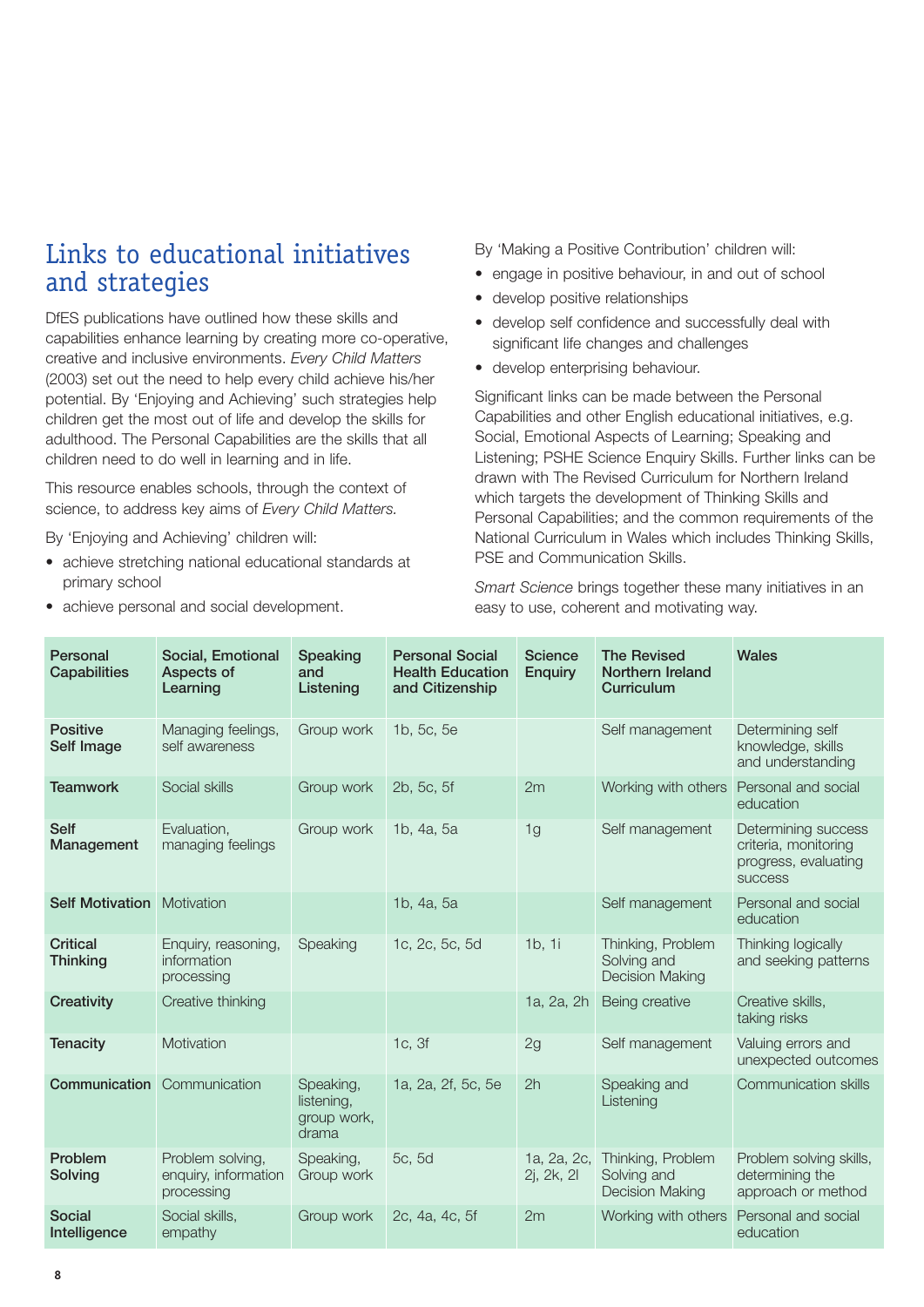## Links to educational initiatives and strategies

DfES publications have outlined how these skills and capabilities enhance learning by creating more co-operative, creative and inclusive environments. *Every Child Matters* (2003) set out the need to help every child achieve his/her potential. By 'Enjoying and Achieving' such strategies help children get the most out of life and develop the skills for adulthood. The Personal Capabilities are the skills that all children need to do well in learning and in life.

This resource enables schools, through the context of science, to address key aims of *Every Child Matters*.

By 'Enjoying and Achieving' children will:

- achieve stretching national educational standards at primary school
- achieve personal and social development.

By 'Making a Positive Contribution' children will:

- engage in positive behaviour, in and out of school
- develop positive relationships
- develop self confidence and successfully deal with significant life changes and challenges
- develop enterprising behaviour.

Significant links can be made between the Personal Capabilities and other English educational initiatives, e.g. Social, Emotional Aspects of Learning; Speaking and Listening; PSHE Science Enquiry Skills. Further links can be drawn with The Revised Curriculum for Northern Ireland which targets the development of Thinking Skills and Personal Capabilities; and the common requirements of the National Curriculum in Wales which includes Thinking Skills, PSE and Communication Skills.

*Smart Science* brings together these many initiatives in an easy to use, coherent and motivating way.

| Personal Capabilities | Social, Emotional Aspects of Learning | Speaking and Listening | Personal Social Health Education and Citizenship | Science Enquiry | The Revised Northern Ireland Curriculum | Wales |
|---|---|---|---|---|---|---|
| **Positive Self Image** | Managing feelings, self awareness | Group work | 1b, 5c, 5e | | Self management | Determining self knowledge, skills and understanding |
| **Teamwork** | Social skills | Group work | 2b, 5c, 5f | 2m | Working with others | Personal and social education |
| **Self Management** | Evaluation, managing feelings | Group work | 1b, 4a, 5a | 1g | Self management | Determining success criteria, monitoring progress, evaluating success |
| **Self Motivation** | Motivation | | 1b, 4a, 5a | | Self management | Personal and social education |
| **Critical Thinking** | Enquiry, reasoning, information processing | Speaking | 1c, 2c, 5c, 5d | 1b, 1i | Thinking, Problem Solving and Decision Making | Thinking logically and seeking patterns |
| **Creativity** | Creative thinking | | | 1a, 2a, 2h | Being creative | Creative skills, taking risks |
| **Tenacity** | Motivation | | 1c, 3f | 2g | Self management | Valuing errors and unexpected outcomes |
| **Communication** | Communication | Speaking, listening, group work, drama | 1a, 2a, 2f, 5c, 5e | 2h | Speaking and Listening | Communication skills |
| **Problem Solving** | Problem solving, enquiry, information processing | Speaking, Group work | 5c, 5d | 1a, 2a, 2c, 2j, 2k, 2l | Thinking, Problem Solving and Decision Making | Problem solving skills, determining the approach or method |
| **Social Intelligence** | Social skills, empathy | Group work | 2c, 4a, 4c, 5f | 2m | Working with others | Personal and social education |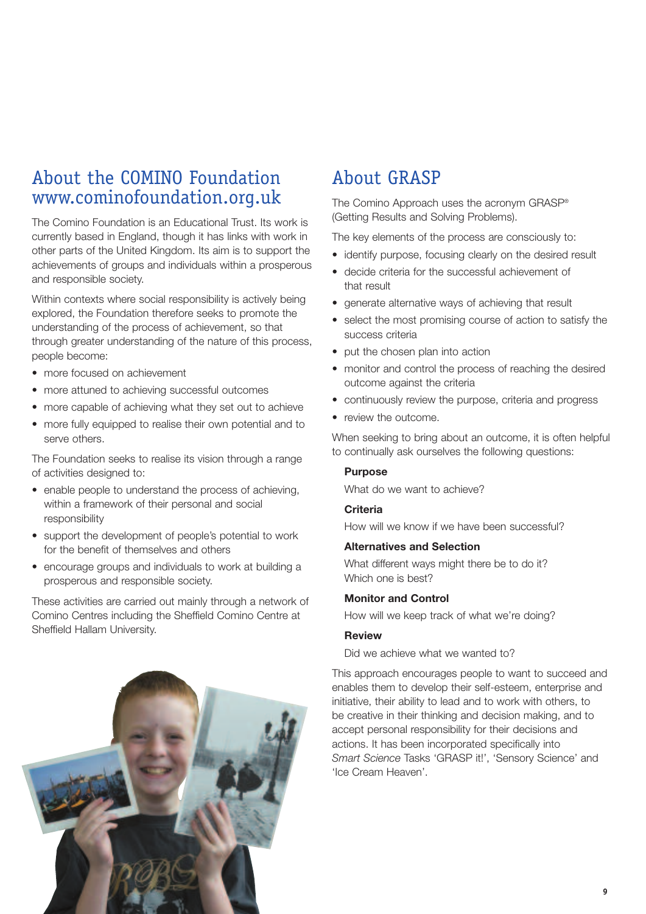## About the COMINO Foundation www.cominofoundation.org.uk

The Comino Foundation is an Educational Trust. Its work is currently based in England, though it has links with work in other parts of the United Kingdom. Its aim is to support the achievements of groups and individuals within a prosperous and responsible society.

Within contexts where social responsibility is actively being explored, the Foundation therefore seeks to promote the understanding of the process of achievement, so that through greater understanding of the nature of this process, people become:

- more focused on achievement
- more attuned to achieving successful outcomes
- more capable of achieving what they set out to achieve
- more fully equipped to realise their own potential and to serve others.

The Foundation seeks to realise its vision through a range of activities designed to:

- enable people to understand the process of achieving, within a framework of their personal and social responsibility
- support the development of people's potential to work for the benefit of themselves and others
- encourage groups and individuals to work at building a prosperous and responsible society.

These activities are carried out mainly through a network of Comino Centres including the Sheffield Comino Centre at Sheffield Hallam University.

## About GRASP

The Comino Approach uses the acronym GRASP® (Getting Results and Solving Problems).

The key elements of the process are consciously to:

- identify purpose, focusing clearly on the desired result
- decide criteria for the successful achievement of that result
- generate alternative ways of achieving that result
- select the most promising course of action to satisfy the success criteria
- put the chosen plan into action
- monitor and control the process of reaching the desired outcome against the criteria
- continuously review the purpose, criteria and progress
- review the outcome.

When seeking to bring about an outcome, it is often helpful to continually ask ourselves the following questions:

**Purpose**

What do we want to achieve?

**Criteria**

How will we know if we have been successful?

**Alternatives and Selection**

What different ways might there be to do it? Which one is best?

**Monitor and Control**

How will we keep track of what we're doing?

**Review**

Did we achieve what we wanted to?

This approach encourages people to want to succeed and enables them to develop their self-esteem, enterprise and initiative, their ability to lead and to work with others, to be creative in their thinking and decision making, and to accept personal responsibility for their decisions and actions. It has been incorporated specifically into *Smart Science* Tasks 'GRASP it!', 'Sensory Science' and 'Ice Cream Heaven'.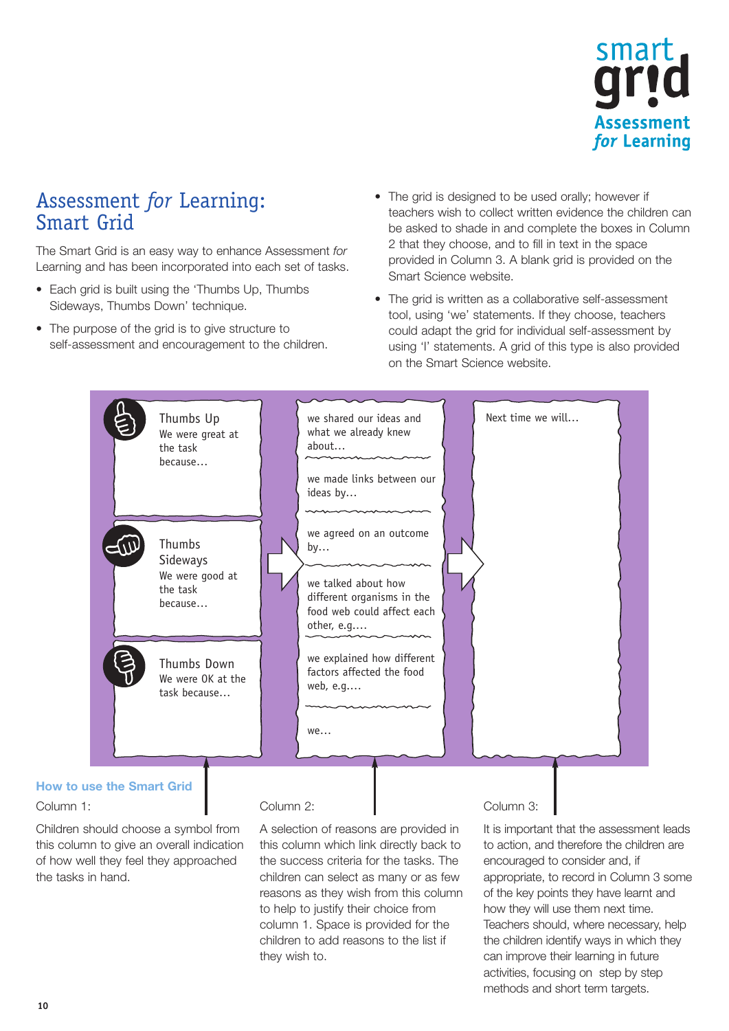smart grid Assessment *for* Learning

# Assessment *for* Learning: Smart Grid

The Smart Grid is an easy way to enhance Assessment *for* Learning and has been incorporated into each set of tasks.

- Each grid is built using the 'Thumbs Up, Thumbs Sideways, Thumbs Down' technique.
- The purpose of the grid is to give structure to self-assessment and encouragement to the children.
- The grid is designed to be used orally; however if teachers wish to collect written evidence the children can be asked to shade in and complete the boxes in Column 2 that they choose, and to fill in text in the space provided in Column 3. A blank grid is provided on the Smart Science website.
- The grid is written as a collaborative self-assessment tool, using 'we' statements. If they choose, teachers could adapt the grid for individual self-assessment by using 'I' statements. A grid of this type is also provided on the Smart Science website.

| Column 1 | Column 2 | Column 3 |
|---|---|---|
| **Thumbs Up** We were great at the task because… | we shared our ideas and what we already knew about… | Next time we will… |
| | we made links between our ideas by… | |
| **Thumbs Sideways** We were good at the task because… | we agreed on an outcome by… | |
| | we talked about how different organisms in the food web could affect each other, e.g.… | |
| **Thumbs Down** We were OK at the task because… | we explained how different factors affected the food web, e.g.… | |
| | we… | |

### How to use the Smart Grid

**Column 1:**

Children should choose a symbol from this column to give an overall indication of how well they feel they approached the tasks in hand.

**Column 2:**

A selection of reasons are provided in this column which link directly back to the success criteria for the tasks. The children can select as many or as few reasons as they wish from this column to help to justify their choice from column 1. Space is provided for the children to add reasons to the list if they wish to.

**Column 3:**

It is important that the assessment leads to action, and therefore the children are encouraged to consider and, if appropriate, to record in Column 3 some of the key points they have learnt and how they will use them next time. Teachers should, where necessary, help the children identify ways in which they can improve their learning in future activities, focusing on step by step methods and short term targets.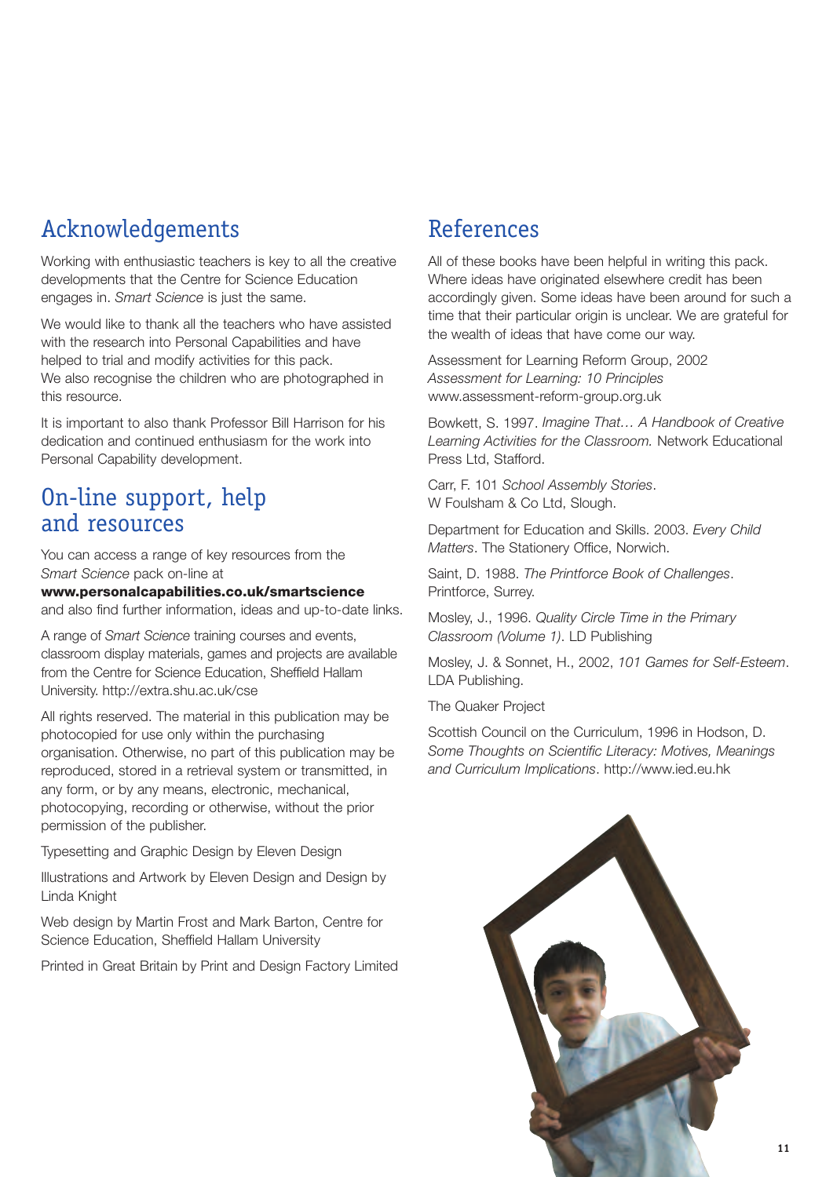## Acknowledgements

Working with enthusiastic teachers is key to all the creative developments that the Centre for Science Education engages in. *Smart Science* is just the same.

We would like to thank all the teachers who have assisted with the research into Personal Capabilities and have helped to trial and modify activities for this pack. We also recognise the children who are photographed in this resource.

It is important to also thank Professor Bill Harrison for his dedication and continued enthusiasm for the work into Personal Capability development.

## On-line support, help and resources

You can access a range of key resources from the *Smart Science* pack on-line at **www.personalcapabilities.co.uk/smartscience** and also find further information, ideas and up-to-date links.

A range of *Smart Science* training courses and events, classroom display materials, games and projects are available from the Centre for Science Education, Sheffield Hallam University. http://extra.shu.ac.uk/cse

All rights reserved. The material in this publication may be photocopied for use only within the purchasing organisation. Otherwise, no part of this publication may be reproduced, stored in a retrieval system or transmitted, in any form, or by any means, electronic, mechanical, photocopying, recording or otherwise, without the prior permission of the publisher.

Typesetting and Graphic Design by Eleven Design

Illustrations and Artwork by Eleven Design and Design by Linda Knight

Web design by Martin Frost and Mark Barton, Centre for Science Education, Sheffield Hallam University

Printed in Great Britain by Print and Design Factory Limited

## References

All of these books have been helpful in writing this pack. Where ideas have originated elsewhere credit has been accordingly given. Some ideas have been around for such a time that their particular origin is unclear. We are grateful for the wealth of ideas that have come our way.

Assessment for Learning Reform Group, 2002 *Assessment for Learning: 10 Principles* www.assessment-reform-group.org.uk

Bowkett, S. 1997. *Imagine That… A Handbook of Creative Learning Activities for the Classroom.* Network Educational Press Ltd, Stafford.

Carr, F. 101 *School Assembly Stories*. W Foulsham & Co Ltd, Slough.

Department for Education and Skills. 2003. *Every Child Matters*. The Stationery Office, Norwich.

Saint, D. 1988. *The Printforce Book of Challenges*. Printforce, Surrey.

Mosley, J., 1996. *Quality Circle Time in the Primary Classroom (Volume 1)*. LD Publishing

Mosley, J. & Sonnet, H., 2002, *101 Games for Self-Esteem*. LDA Publishing.

The Quaker Project

Scottish Council on the Curriculum, 1996 in Hodson, D. *Some Thoughts on Scientific Literacy: Motives, Meanings and Curriculum Implications*. http://www.ied.eu.hk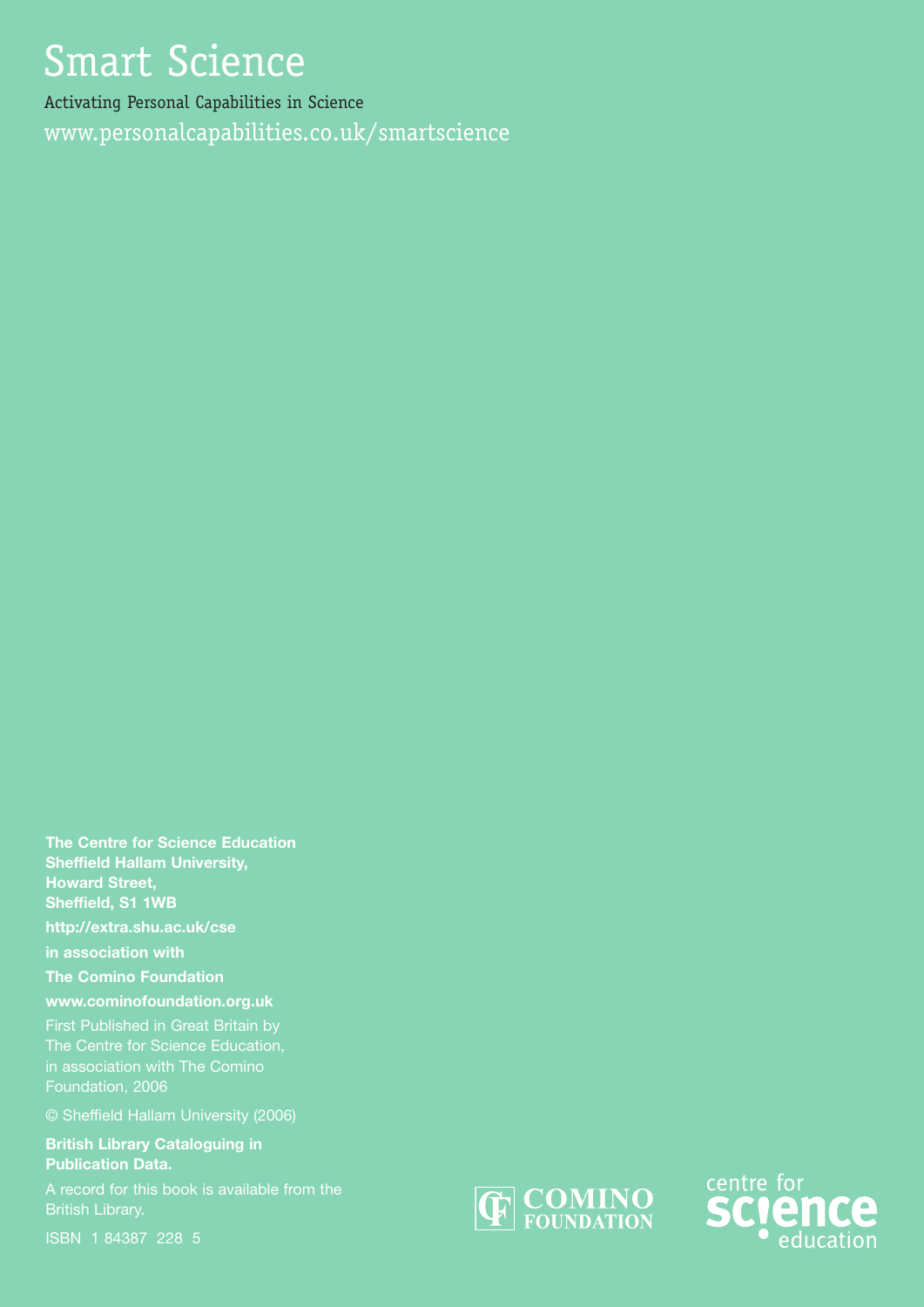# Smart Science

Activating Personal Capabilities in Science

www.personalcapabilities.co.uk/smartscience

**The Centre for Science Education**
**Sheffield Hallam University,**
**Howard Street,**
**Sheffield, S1 1WB**

**http://extra.shu.ac.uk/cse**

**in association with**

**The Comino Foundation**

**www.cominofoundation.org.uk**

First Published in Great Britain by The Centre for Science Education, in association with The Comino Foundation, 2006

© Sheffield Hallam University (2006)

**British Library Cataloguing in Publication Data.**

A record for this book is available from the British Library.

ISBN 1 84387 228 5

COMINO FOUNDATION

centre for science education